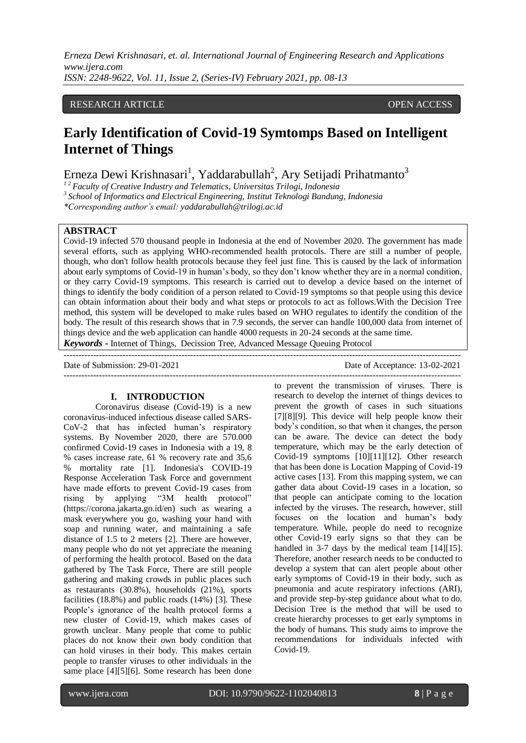RESEARCH ARTICLE OPEN ACCESS

# Early Identification of Covid-19 Symtomps Based on Intelligent Internet of Things

Erneza Dewi Krishnasari[1], Yaddarabullah[2], Ary Setijadi Prihatmanto[3]

[1 2] *Faculty of Creative Industry and Telematics, Universitas Trilogi, Indonesia*
[3] *School of Informatics and Electrical Engineering, Institut Teknologi Bandung, Indonesia*
*\*Corresponding author's email: yaddarabullah@trilogi.ac.id*

**ABSTRACT**

Covid-19 infected 570 thousand people in Indonesia at the end of November 2020. The government has made several efforts, such as applying WHO-recommended health protocols. There are still a number of people, though, who don't follow health protocols because they feel just fine. This is caused by the lack of information about early symptoms of Covid-19 in human's body, so they don't know whether they are in a normal condition, or they carry Covid-19 symptoms. This research is carried out to develop a device based on the internet of things to identify the body condition of a person related to Covid-19 symptoms so that people using this device can obtain information about their body and what steps or protocols to act as follows.With the Decision Tree method, this system will be developed to make rules based on WHO regulates to identify the condition of the body. The result of this research shows that in 7.9 seconds, the server can handle 100,000 data from internet of things device and the web application can handle 4000 requests in 20-24 seconds at the same time.

***Keywords -*** Internet of Things, Decission Tree, Advanced Message Queuing Protocol

---

Date of Submission: 29-01-2021 Date of Acceptance: 13-02-2021

---

## I. INTRODUCTION

Coronavirus disease (Covid-19) is a new coronavirus-induced infectious disease called SARS-CoV-2 that has infected human's respiratory systems. By November 2020, there are 570.000 confirmed Covid-19 cases in Indonesia with a 19, 8 % cases increase rate, 61 % recovery rate and 35,6 % mortality rate [1]. Indonesia's COVID-19 Response Acceleration Task Force and government have made efforts to prevent Covid-19 cases from rising by applying "3M health protocol" (https://corona.jakarta.go.id/en) such as wearing a mask everywhere you go, washing your hand with soap and running water, and maintaining a safe distance of 1.5 to 2 meters [2]. There are however, many people who do not yet appreciate the meaning of performing the health protocol. Based on the data gathered by The Task Force, There are still people gathering and making crowds in public places such as restaurants (30.8%), households (21%), sports facilities (18.8%) and public roads (14%) [3]. These People's ignorance of the health protocol forms a new cluster of Covid-19, which makes cases of growth unclear. Many people that come to public places do not know their own body condition that can hold viruses in their body. This makes certain people to transfer viruses to other individuals in the same place [4][5][6]. Some research has been done to prevent the transmission of viruses. There is research to develop the internet of things devices to prevent the growth of cases in such situations [7][8][9]. This device will help people know their body's condition, so that when it changes, the person can be aware. The device can detect the body temperature, which may be the early detection of Covid-19 symptoms [10][11][12]. Other research that has been done is Location Mapping of Covid-19 active cases [13]. From this mapping system, we can gather data about Covid-19 cases in a location, so that people can anticipate coming to the location infected by the viruses. The research, however, still focuses on the location and human's body temperature. While, people do need to recognize other Covid-19 early signs so that they can be handled in 3-7 days by the medical team [14][15]. Therefore, another research needs to be conducted to develop a system that can alert people about other early symptoms of Covid-19 in their body, such as pneumonia and acute respiratory infections (ARI), and provide step-by-step guidance about what to do. Decision Tree is the method that will be used to create hierarchy processes to get early symptoms in the body of humans. This study aims to improve the recommendations for individuals infected with Covid-19.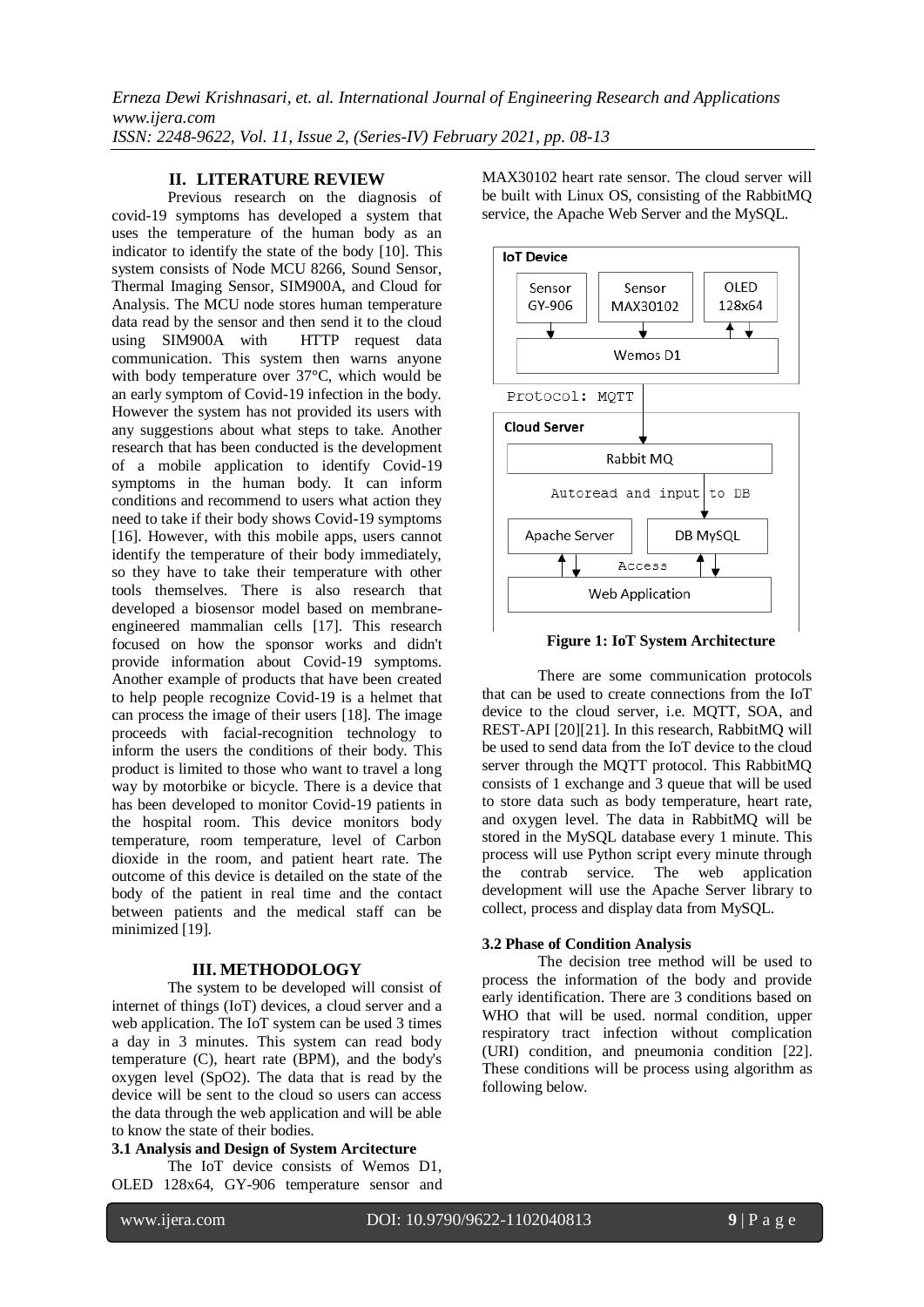## II. LITERATURE REVIEW

Previous research on the diagnosis of covid-19 symptoms has developed a system that uses the temperature of the human body as an indicator to identify the state of the body [10]. This system consists of Node MCU 8266, Sound Sensor, Thermal Imaging Sensor, SIM900A, and Cloud for Analysis. The MCU node stores human temperature data read by the sensor and then send it to the cloud using SIM900A with HTTP request data communication. This system then warns anyone with body temperature over 37°C, which would be an early symptom of Covid-19 infection in the body. However the system has not provided its users with any suggestions about what steps to take. Another research that has been conducted is the development of a mobile application to identify Covid-19 symptoms in the human body. It can inform conditions and recommend to users what action they need to take if their body shows Covid-19 symptoms [16]. However, with this mobile apps, users cannot identify the temperature of their body immediately, so they have to take their temperature with other tools themselves. There is also research that developed a biosensor model based on membrane-engineered mammalian cells [17]. This research focused on how the sponsor works and didn't provide information about Covid-19 symptoms. Another example of products that have been created to help people recognize Covid-19 is a helmet that can process the image of their users [18]. The image proceeds with facial-recognition technology to inform the users the conditions of their body. This product is limited to those who want to travel a long way by motorbike or bicycle. There is a device that has been developed to monitor Covid-19 patients in the hospital room. This device monitors body temperature, room temperature, level of Carbon dioxide in the room, and patient heart rate. The outcome of this device is detailed on the state of the body of the patient in real time and the contact between patients and the medical staff can be minimized [19].

## III. METHODOLOGY

The system to be developed will consist of internet of things (IoT) devices, a cloud server and a web application. The IoT system can be used 3 times a day in 3 minutes. This system can read body temperature (C), heart rate (BPM), and the body's oxygen level (SpO2). The data that is read by the device will be sent to the cloud so users can access the data through the web application and will be able to know the state of their bodies.

### 3.1 Analysis and Design of System Arcitecture

The IoT device consists of Wemos D1, OLED 128x64, GY-906 temperature sensor and MAX30102 heart rate sensor. The cloud server will be built with Linux OS, consisting of the RabbitMQ service, the Apache Web Server and the MySQL.

IoT Device: Sensor GY-906, Sensor MAX30102, OLED 128x64, Wemos D1

Protocol: MQTT

Cloud Server: Rabbit MQ, Autoread and input to DB, Apache Server, DB MySQL, Access, Web Application

**Figure 1: IoT System Architecture**

There are some communication protocols that can be used to create connections from the IoT device to the cloud server, i.e. MQTT, SOA, and REST-API [20][21]. In this research, RabbitMQ will be used to send data from the IoT device to the cloud server through the MQTT protocol. This RabbitMQ consists of 1 exchange and 3 queue that will be used to store data such as body temperature, heart rate, and oxygen level. The data in RabbitMQ will be stored in the MySQL database every 1 minute. This process will use Python script every minute through the contrab service. The web application development will use the Apache Server library to collect, process and display data from MySQL.

### 3.2 Phase of Condition Analysis

The decision tree method will be used to process the information of the body and provide early identification. There are 3 conditions based on WHO that will be used. normal condition, upper respiratory tract infection without complication (URI) condition, and pneumonia condition [22]. These conditions will be process using algorithm as following below.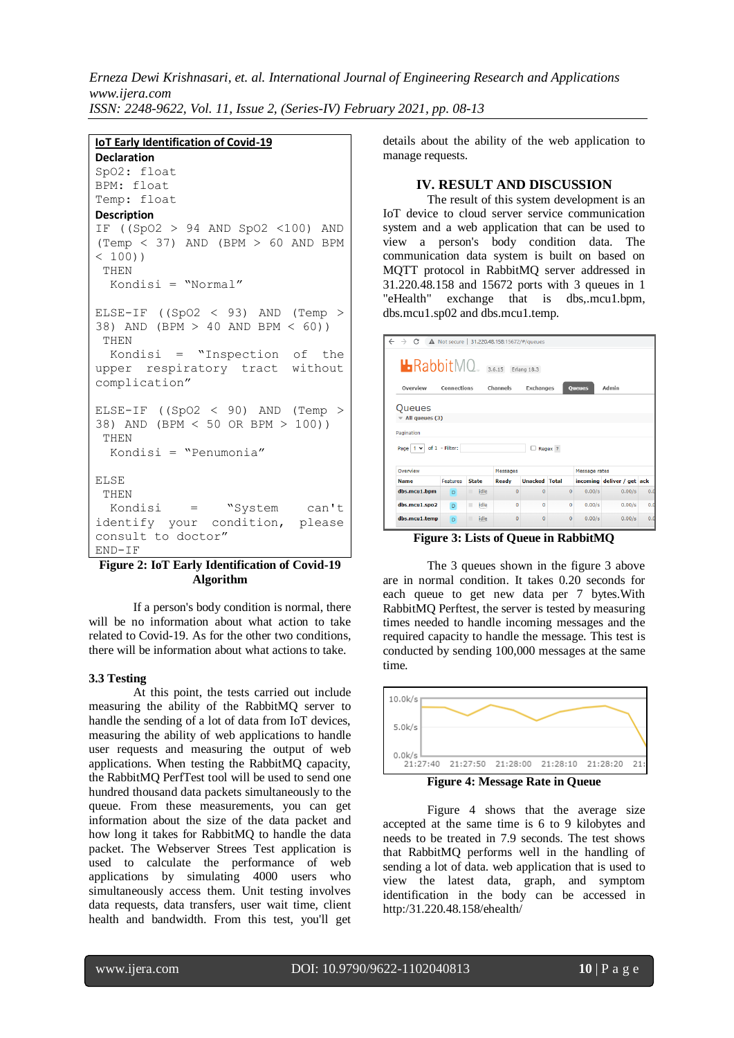```
IoT Early Identification of Covid-19
Declaration
SpO2: float
BPM: float
Temp: float
Description
IF ((SpO2 > 94 AND SpO2 <100) AND
(Temp < 37) AND (BPM > 60 AND BPM
< 100))
 THEN
  Kondisi = "Normal"

ELSE-IF ((SpO2 < 93) AND (Temp >
38) AND (BPM > 40 AND BPM < 60))
 THEN
  Kondisi = "Inspection of the
upper respiratory tract without
complication"

ELSE-IF ((SpO2 < 90) AND (Temp >
38) AND (BPM < 50 OR BPM > 100))
 THEN
  Kondisi = "Penumonia"

ELSE
 THEN
  Kondisi = "System can't
identify your condition, please
consult to doctor"
END-IF
```

**Figure 2: IoT Early Identification of Covid-19 Algorithm**

If a person's body condition is normal, there will be no information about what action to take related to Covid-19. As for the other two conditions, there will be information about what actions to take.

### 3.3 Testing

At this point, the tests carried out include measuring the ability of the RabbitMQ server to handle the sending of a lot of data from IoT devices, measuring the ability of web applications to handle user requests and measuring the output of web applications. When testing the RabbitMQ capacity, the RabbitMQ PerfTest tool will be used to send one hundred thousand data packets simultaneously to the queue. From these measurements, you can get information about the size of the data packet and how long it takes for RabbitMQ to handle the data packet. The Webserver Strees Test application is used to calculate the performance of web applications by simulating 4000 users who simultaneously access them. Unit testing involves data requests, data transfers, user wait time, client health and bandwidth. From this test, you'll get details about the ability of the web application to manage requests.

## IV. RESULT AND DISCUSSION

The result of this system development is an IoT device to cloud server service communication system and a web application that can be used to view a person's body condition data. The communication data system is built on based on MQTT protocol in RabbitMQ server addressed in 31.220.48.158 and 15672 ports with 3 queues in 1 "eHealth" exchange that is dbs,.mcu1.bpm, dbs.mcu1.sp02 and dbs.mcu1.temp.

**Figure 3: Lists of Queue in RabbitMQ**

The 3 queues shown in the figure 3 above are in normal condition. It takes 0.20 seconds for each queue to get new data per 7 bytes.With RabbitMQ Perftest, the server is tested by measuring times needed to handle incoming messages and the required capacity to handle the message. This test is conducted by sending 100,000 messages at the same time.

**Figure 4: Message Rate in Queue**

Figure 4 shows that the average size accepted at the same time is 6 to 9 kilobytes and needs to be treated in 7.9 seconds. The test shows that RabbitMQ performs well in the handling of sending a lot of data. web application that is used to view the latest data, graph, and symptom identification in the body can be accessed in http:/31.220.48.158/ehealth/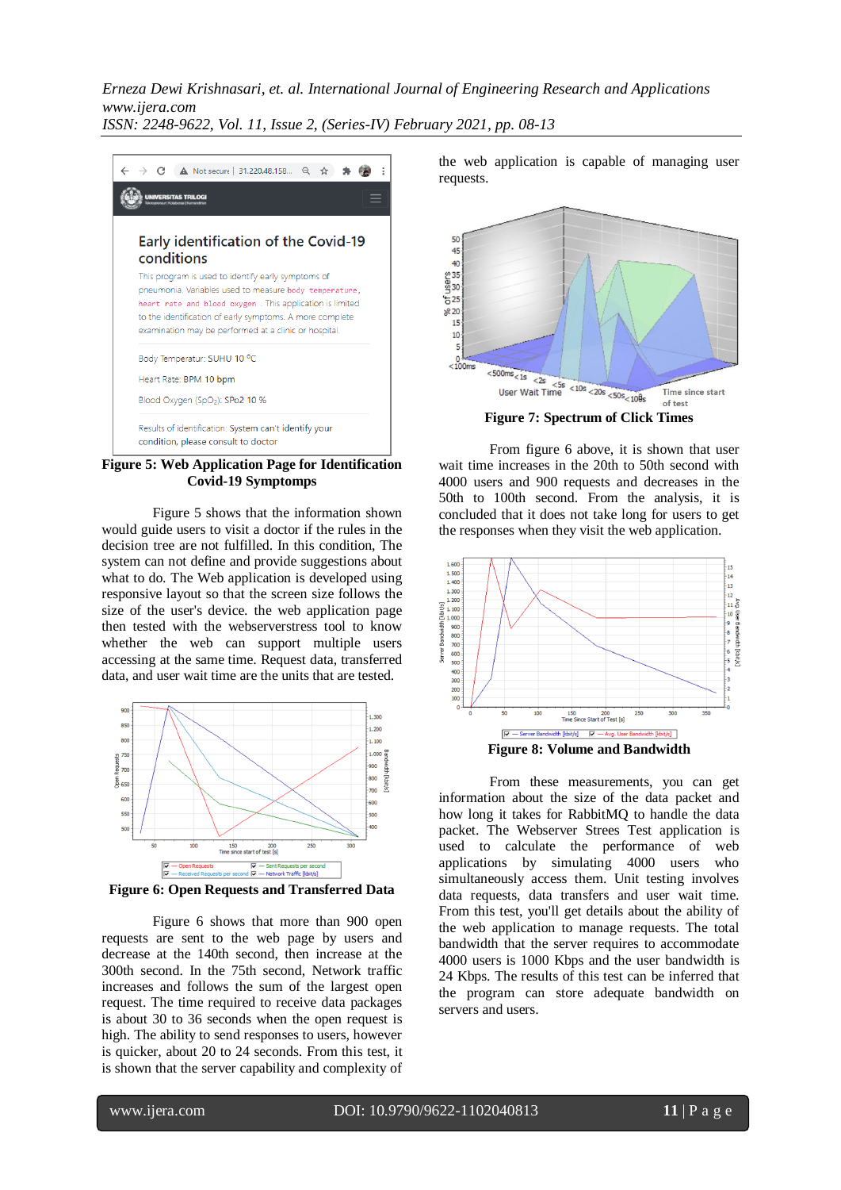**Figure 5: Web Application Page for Identification Covid-19 Symptoms**

Figure 5 shows that the information shown would guide users to visit a doctor if the rules in the decision tree are not fulfilled. In this condition, The system can not define and provide suggestions about what to do. The Web application is developed using responsive layout so that the screen size follows the size of the user's device. the web application page then tested with the webserverstress tool to know whether the web can support multiple users accessing at the same time. Request data, transferred data, and user wait time are the units that are tested.

**Figure 6: Open Requests and Transferred Data**

Figure 6 shows that more than 900 open requests are sent to the web page by users and decrease at the 140th second, then increase at the 300th second. In the 75th second, Network traffic increases and follows the sum of the largest open request. The time required to receive data packages is about 30 to 36 seconds when the open request is high. The ability to send responses to users, however is quicker, about 20 to 24 seconds. From this test, it is shown that the server capability and complexity of the web application is capable of managing user requests.

**Figure 7: Spectrum of Click Times**

From figure 6 above, it is shown that user wait time increases in the 20th to 50th second with 4000 users and 900 requests and decreases in the 50th to 100th second. From the analysis, it is concluded that it does not take long for users to get the responses when they visit the web application.

**Figure 8: Volume and Bandwidth**

From these measurements, you can get information about the size of the data packet and how long it takes for RabbitMQ to handle the data packet. The Webserver Strees Test application is used to calculate the performance of web applications by simulating 4000 users who simultaneously access them. Unit testing involves data requests, data transfers and user wait time. From this test, you'll get details about the ability of the web application to manage requests. The total bandwidth that the server requires to accommodate 4000 users is 1000 Kbps and the user bandwidth is 24 Kbps. The results of this test can be inferred that the program can store adequate bandwidth on servers and users.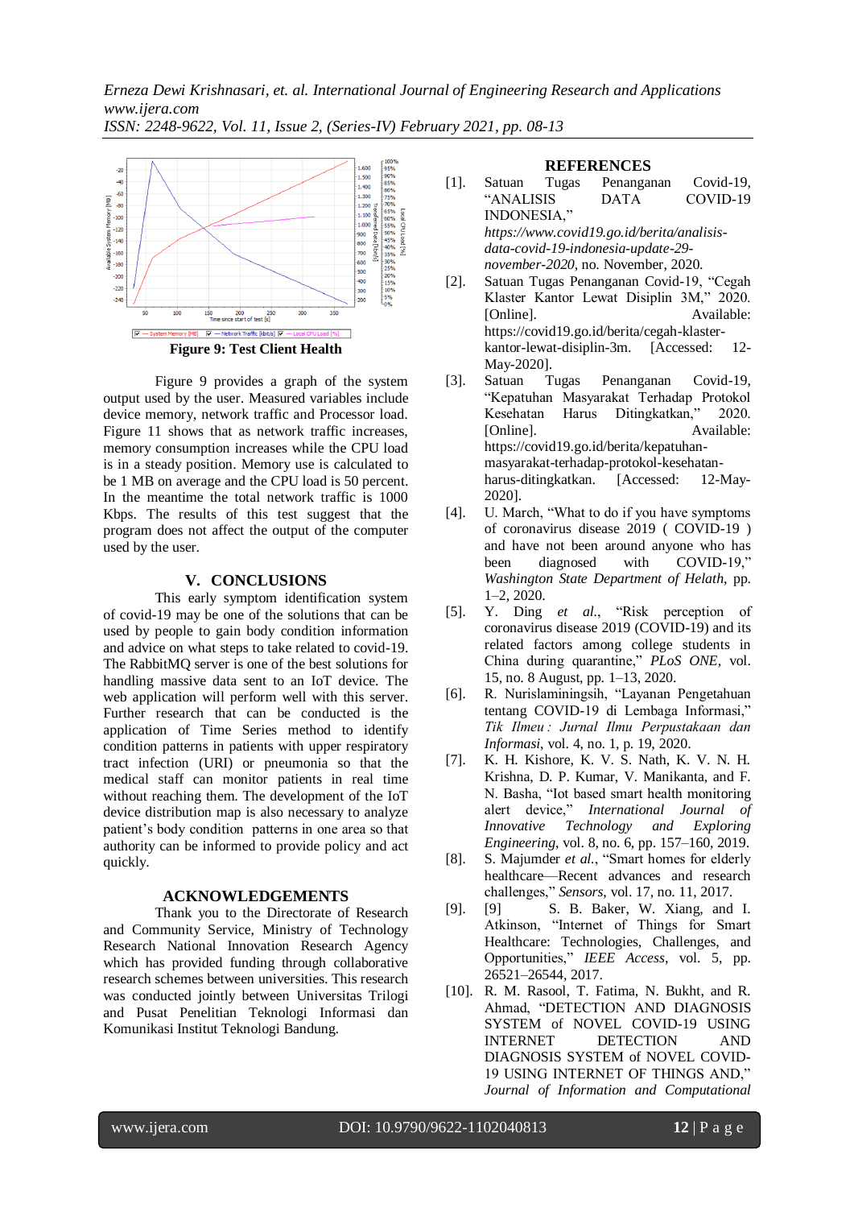**Figure 9: Test Client Health**

Figure 9 provides a graph of the system output used by the user. Measured variables include device memory, network traffic and Processor load. Figure 11 shows that as network traffic increases, memory consumption increases while the CPU load is in a steady position. Memory use is calculated to be 1 MB on average and the CPU load is 50 percent. In the meantime the total network traffic is 1000 Kbps. The results of this test suggest that the program does not affect the output of the computer used by the user.

## V. CONCLUSIONS

This early symptom identification system of covid-19 may be one of the solutions that can be used by people to gain body condition information and advice on what steps to take related to covid-19. The RabbitMQ server is one of the best solutions for handling massive data sent to an IoT device. The web application will perform well with this server. Further research that can be conducted is the application of Time Series method to identify condition patterns in patients with upper respiratory tract infection (URI) or pneumonia so that the medical staff can monitor patients in real time without reaching them. The development of the IoT device distribution map is also necessary to analyze patient's body condition patterns in one area so that authority can be informed to provide policy and act quickly.

## ACKNOWLEDGEMENTS

Thank you to the Directorate of Research and Community Service, Ministry of Technology Research National Innovation Research Agency which has provided funding through collaborative research schemes between universities. This research was conducted jointly between Universitas Trilogi and Pusat Penelitian Teknologi Informasi dan Komunikasi Institut Teknologi Bandung.

## REFERENCES

[1]. Satuan Tugas Penanganan Covid-19, "ANALISIS DATA COVID-19 INDONESIA," *https://www.covid19.go.id/berita/analisis-data-covid-19-indonesia-update-29-november-2020*, no. November, 2020.

[2]. Satuan Tugas Penanganan Covid-19, "Cegah Klaster Kantor Lewat Disiplin 3M," 2020. [Online]. Available: https://covid19.go.id/berita/cegah-klaster-kantor-lewat-disiplin-3m. [Accessed: 12-May-2020].

[3]. Satuan Tugas Penanganan Covid-19, "Kepatuhan Masyarakat Terhadap Protokol Kesehatan Harus Ditingkatkan," 2020. [Online]. Available: https://covid19.go.id/berita/kepatuhan-masyarakat-terhadap-protokol-kesehatan-harus-ditingkatkan. [Accessed: 12-May-2020].

[4]. U. March, "What to do if you have symptoms of coronavirus disease 2019 ( COVID-19 ) and have not been around anyone who has been diagnosed with COVID-19," *Washington State Department of Helath*, pp. 1–2, 2020.

[5]. Y. Ding *et al.*, "Risk perception of coronavirus disease 2019 (COVID-19) and its related factors among college students in China during quarantine," *PLoS ONE*, vol. 15, no. 8 August, pp. 1–13, 2020.

[6]. R. Nurislaminingsih, "Layanan Pengetahuan tentang COVID-19 di Lembaga Informasi," *Tik Ilmeu : Jurnal Ilmu Perpustakaan dan Informasi*, vol. 4, no. 1, p. 19, 2020.

[7]. K. H. Kishore, K. V. S. Nath, K. V. N. H. Krishna, D. P. Kumar, V. Manikanta, and F. N. Basha, "Iot based smart health monitoring alert device," *International Journal of Innovative Technology and Exploring Engineering*, vol. 8, no. 6, pp. 157–160, 2019.

[8]. S. Majumder *et al.*, "Smart homes for elderly healthcare—Recent advances and research challenges," *Sensors*, vol. 17, no. 11, 2017.

[9]. [9] S. B. Baker, W. Xiang, and I. Atkinson, "Internet of Things for Smart Healthcare: Technologies, Challenges, and Opportunities," *IEEE Access*, vol. 5, pp. 26521–26544, 2017.

[10]. R. M. Rasool, T. Fatima, N. Bukht, and R. Ahmad, "DETECTION AND DIAGNOSIS SYSTEM of NOVEL COVID-19 USING INTERNET DETECTION AND DIAGNOSIS SYSTEM of NOVEL COVID-19 USING INTERNET OF THINGS AND," *Journal of Information and Computational*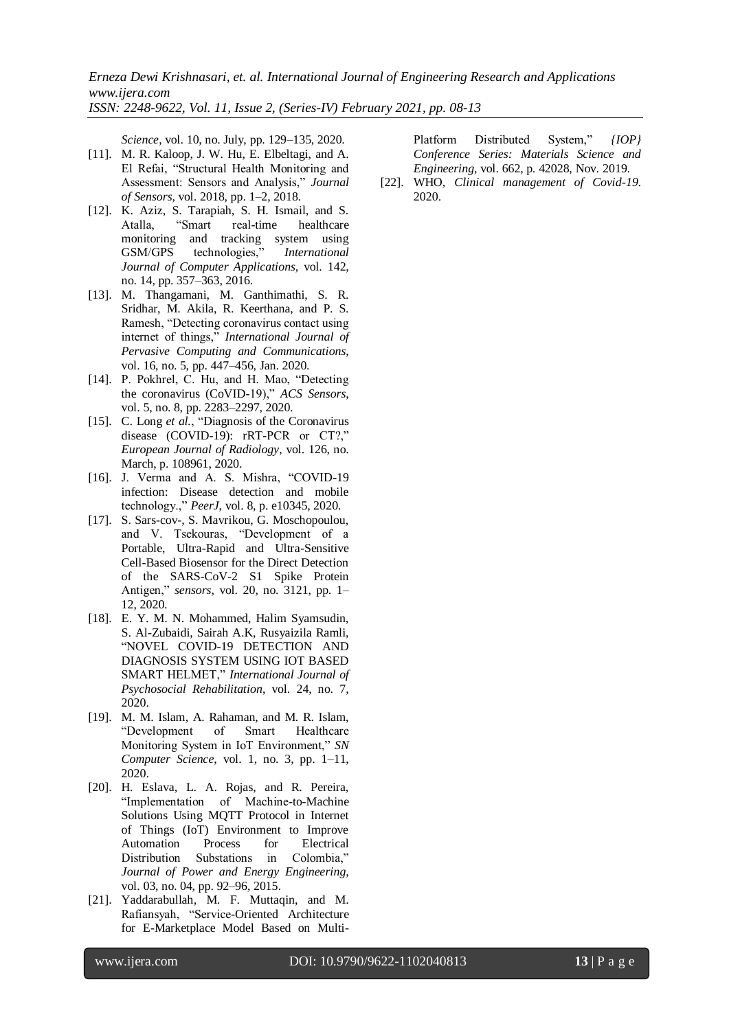*Science*, vol. 10, no. July, pp. 129–135, 2020.

[11]. M. R. Kaloop, J. W. Hu, E. Elbeltagi, and A. El Refai, "Structural Health Monitoring and Assessment: Sensors and Analysis," *Journal of Sensors*, vol. 2018, pp. 1–2, 2018.

[12]. K. Aziz, S. Tarapiah, S. H. Ismail, and S. Atalla, "Smart real-time healthcare monitoring and tracking system using GSM/GPS technologies," *International Journal of Computer Applications*, vol. 142, no. 14, pp. 357–363, 2016.

[13]. M. Thangamani, M. Ganthimathi, S. R. Sridhar, M. Akila, R. Keerthana, and P. S. Ramesh, "Detecting coronavirus contact using internet of things," *International Journal of Pervasive Computing and Communications*, vol. 16, no. 5, pp. 447–456, Jan. 2020.

[14]. P. Pokhrel, C. Hu, and H. Mao, "Detecting the coronavirus (CoVID-19)," *ACS Sensors*, vol. 5, no. 8, pp. 2283–2297, 2020.

[15]. C. Long *et al.*, "Diagnosis of the Coronavirus disease (COVID-19): rRT-PCR or CT?," *European Journal of Radiology*, vol. 126, no. March, p. 108961, 2020.

[16]. J. Verma and A. S. Mishra, "COVID-19 infection: Disease detection and mobile technology.," *PeerJ*, vol. 8, p. e10345, 2020.

[17]. S. Sars-cov-, S. Mavrikou, G. Moschopoulou, and V. Tsekouras, "Development of a Portable, Ultra-Rapid and Ultra-Sensitive Cell-Based Biosensor for the Direct Detection of the SARS-CoV-2 S1 Spike Protein Antigen," *sensors*, vol. 20, no. 3121, pp. 1–12, 2020.

[18]. E. Y. M. N. Mohammed, Halim Syamsudin, S. Al-Zubaidi, Sairah A.K, Rusyaizila Ramli, "NOVEL COVID-19 DETECTION AND DIAGNOSIS SYSTEM USING IOT BASED SMART HELMET," *International Journal of Psychosocial Rehabilitation*, vol. 24, no. 7, 2020.

[19]. M. M. Islam, A. Rahaman, and M. R. Islam, "Development of Smart Healthcare Monitoring System in IoT Environment," *SN Computer Science*, vol. 1, no. 3, pp. 1–11, 2020.

[20]. H. Eslava, L. A. Rojas, and R. Pereira, "Implementation of Machine-to-Machine Solutions Using MQTT Protocol in Internet of Things (IoT) Environment to Improve Automation Process for Electrical Distribution Substations in Colombia," *Journal of Power and Energy Engineering*, vol. 03, no. 04, pp. 92–96, 2015.

[21]. Yaddarabullah, M. F. Muttaqin, and M. Rafiansyah, "Service-Oriented Architecture for E-Marketplace Model Based on Multi-Platform Distributed System," *{IOP} Conference Series: Materials Science and Engineering*, vol. 662, p. 42028, Nov. 2019.

[22]. WHO, *Clinical management of Covid-19.* 2020.